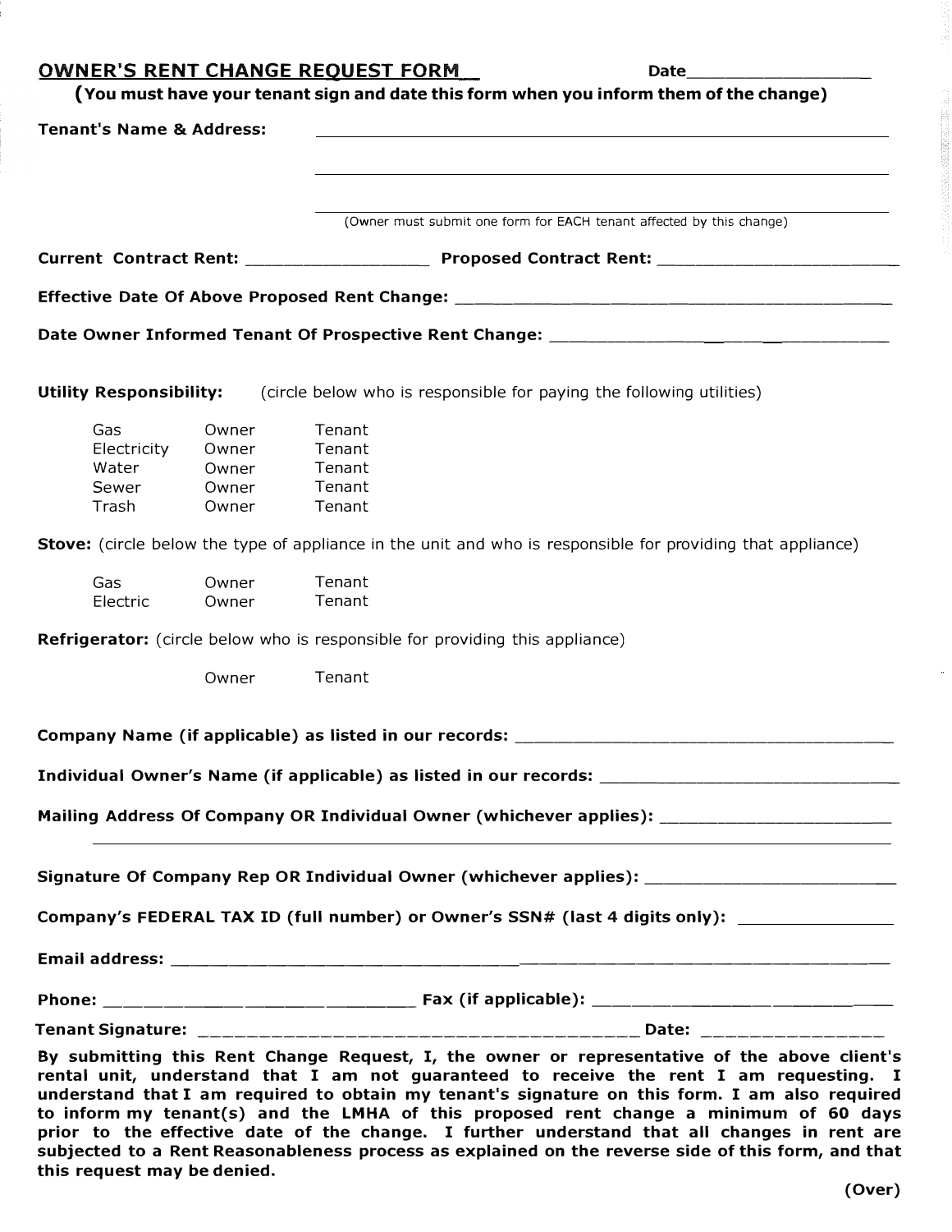## OWNER'S RENT CHANGE REQUEST FORM

Date___________________

**(You must have your tenant sign and date this form when you inform them of the change)**

**Tenant's Name & Address:** ____________________________________________

____________________________________________

____________________________________________

(Owner must submit one form for EACH tenant affected by this change)

**Current Contract Rent:** ________________ **Proposed Contract Rent:** ______________________

**Effective Date Of Above Proposed Rent Change:** ____________________________________________

**Date Owner Informed Tenant Of Prospective Rent Change:** ______________________________

**Utility Responsibility:** (circle below who is responsible for paying the following utilities)

| | | |
|---|---|---|
| Gas | Owner | Tenant |
| Electricity | Owner | Tenant |
| Water | Owner | Tenant |
| Sewer | Owner | Tenant |
| Trash | Owner | Tenant |

**Stove:** (circle below the type of appliance in the unit and who is responsible for providing that appliance)

| | | |
|---|---|---|
| Gas | Owner | Tenant |
| Electric | Owner | Tenant |

**Refrigerator:** (circle below who is responsible for providing this appliance)

Owner Tenant

**Company Name (if applicable) as listed in our records:** ____________________________________

**Individual Owner's Name (if applicable) as listed in our records:** ____________________________

**Mailing Address Of Company OR Individual Owner (whichever applies):** ______________________

____________________________________________________________________________

**Signature Of Company Rep OR Individual Owner (whichever applies):** _______________________

**Company's FEDERAL TAX ID (full number) or Owner's SSN# (last 4 digits only):** ______________

**Email address:** ____________________________________________________________________

**Phone:** _____________________________ **Fax (if applicable):** ___________________________

**Tenant Signature:** _________________________________________ **Date:** ________________

**By submitting this Rent Change Request, I, the owner or representative of the above client's rental unit, understand that I am not guaranteed to receive the rent I am requesting. I understand that I am required to obtain my tenant's signature on this form. I am also required to inform my tenant(s) and the LMHA of this proposed rent change a minimum of 60 days prior to the effective date of the change. I further understand that all changes in rent are subjected to a Rent Reasonableness process as explained on the reverse side of this form, and that this request may be denied.**

**(Over)**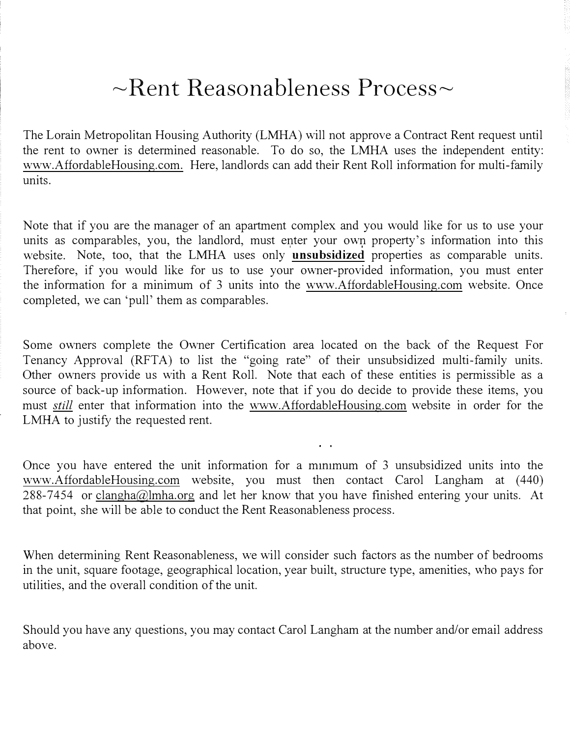# ~Rent Reasonableness Process~

The Lorain Metropolitan Housing Authority (LMHA) will not approve a Contract Rent request until the rent to owner is determined reasonable. To do so, the LMHA uses the independent entity: www.AffordableHousing.com. Here, landlords can add their Rent Roll information for multi-family units.

Note that if you are the manager of an apartment complex and you would like for us to use your units as comparables, you, the landlord, must enter your own property's information into this website. Note, too, that the LMHA uses only **unsubsidized** properties as comparable units. Therefore, if you would like for us to use your owner-provided information, you must enter the information for a minimum of 3 units into the www.AffordableHousing.com website. Once completed, we can 'pull' them as comparables.

Some owners complete the Owner Certification area located on the back of the Request For Tenancy Approval (RFTA) to list the "going rate" of their unsubsidized multi-family units. Other owners provide us with a Rent Roll. Note that each of these entities is permissible as a source of back-up information. However, note that if you do decide to provide these items, you must *still* enter that information into the www.AffordableHousing.com website in order for the LMHA to justify the requested rent.

Once you have entered the unit information for a minimum of 3 unsubsidized units into the www.AffordableHousing.com website, you must then contact Carol Langham at (440) 288-7454 or clangha@lmha.org and let her know that you have finished entering your units. At that point, she will be able to conduct the Rent Reasonableness process.

When determining Rent Reasonableness, we will consider such factors as the number of bedrooms in the unit, square footage, geographical location, year built, structure type, amenities, who pays for utilities, and the overall condition of the unit.

Should you have any questions, you may contact Carol Langham at the number and/or email address above.